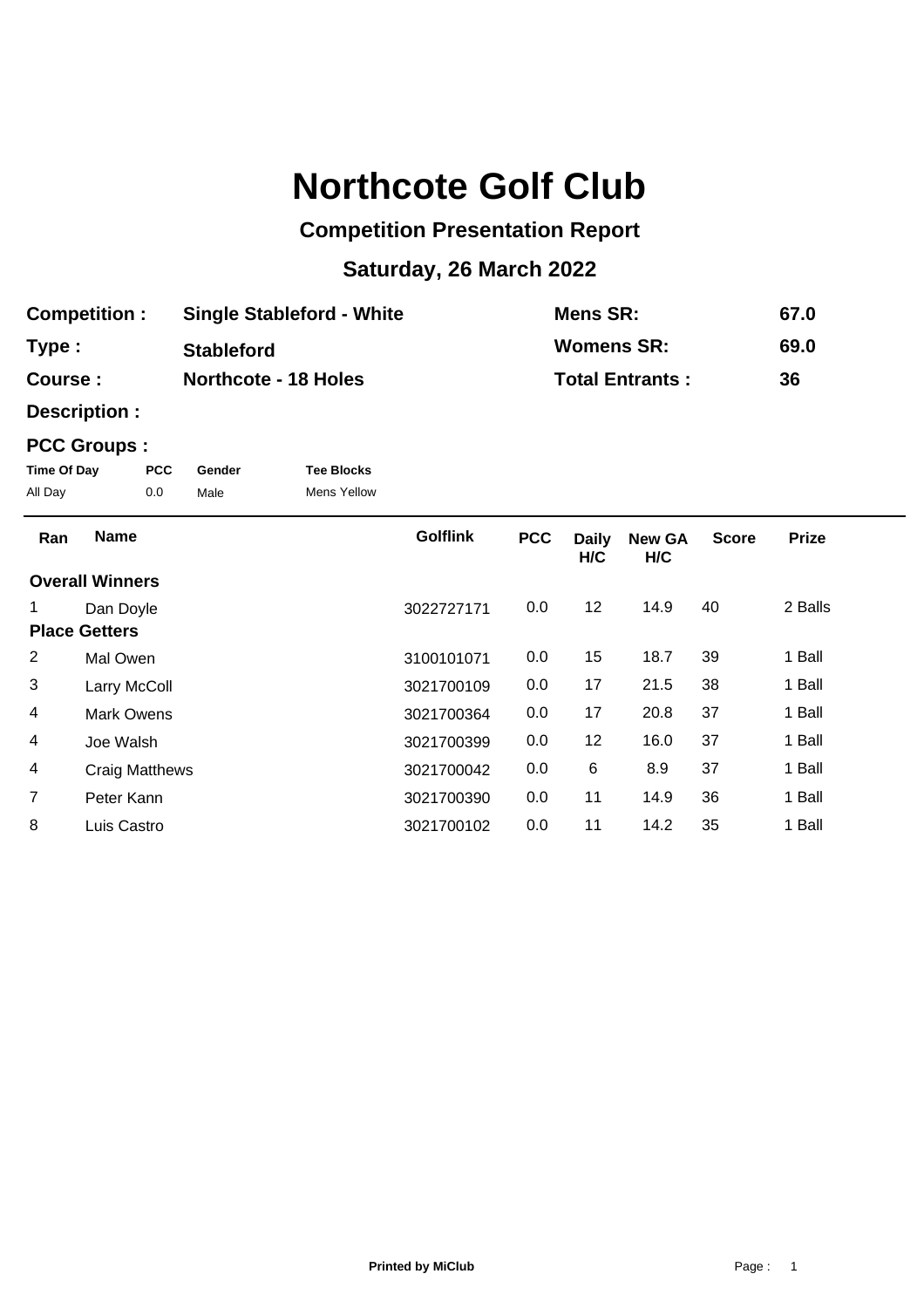# Northcote Golf Club

## Competition Presentation Report

### Saturday, 26 March 2022

| | | | |
|---|---|---|---|
| **Competition :** | **Single Stableford - White** | **Mens SR:** | **67.0** |
| **Type :** | **Stableford** | **Womens SR:** | **69.0** |
| **Course :** | **Northcote - 18 Holes** | **Total Entrants :** | **36** |

**Description :**

**PCC Groups :**

| Time Of Day | PCC | Gender | Tee Blocks |
|---|---|---|---|
| All Day | 0.0 | Male | Mens Yellow |

| Ran | Name | Golflink | PCC | Daily H/C | New GA H/C | Score | Prize |
|---|---|---|---|---|---|---|---|
| **Overall Winners** | | | | | | | |
| 1 | Dan Doyle | 3022727171 | 0.0 | 12 | 14.9 | 40 | 2 Balls |
| **Place Getters** | | | | | | | |
| 2 | Mal Owen | 3100101071 | 0.0 | 15 | 18.7 | 39 | 1 Ball |
| 3 | Larry McColl | 3021700109 | 0.0 | 17 | 21.5 | 38 | 1 Ball |
| 4 | Mark Owens | 3021700364 | 0.0 | 17 | 20.8 | 37 | 1 Ball |
| 4 | Joe Walsh | 3021700399 | 0.0 | 12 | 16.0 | 37 | 1 Ball |
| 4 | Craig Matthews | 3021700042 | 0.0 | 6 | 8.9 | 37 | 1 Ball |
| 7 | Peter Kann | 3021700390 | 0.0 | 11 | 14.9 | 36 | 1 Ball |
| 8 | Luis Castro | 3021700102 | 0.0 | 11 | 14.2 | 35 | 1 Ball |

**Printed by MiClub**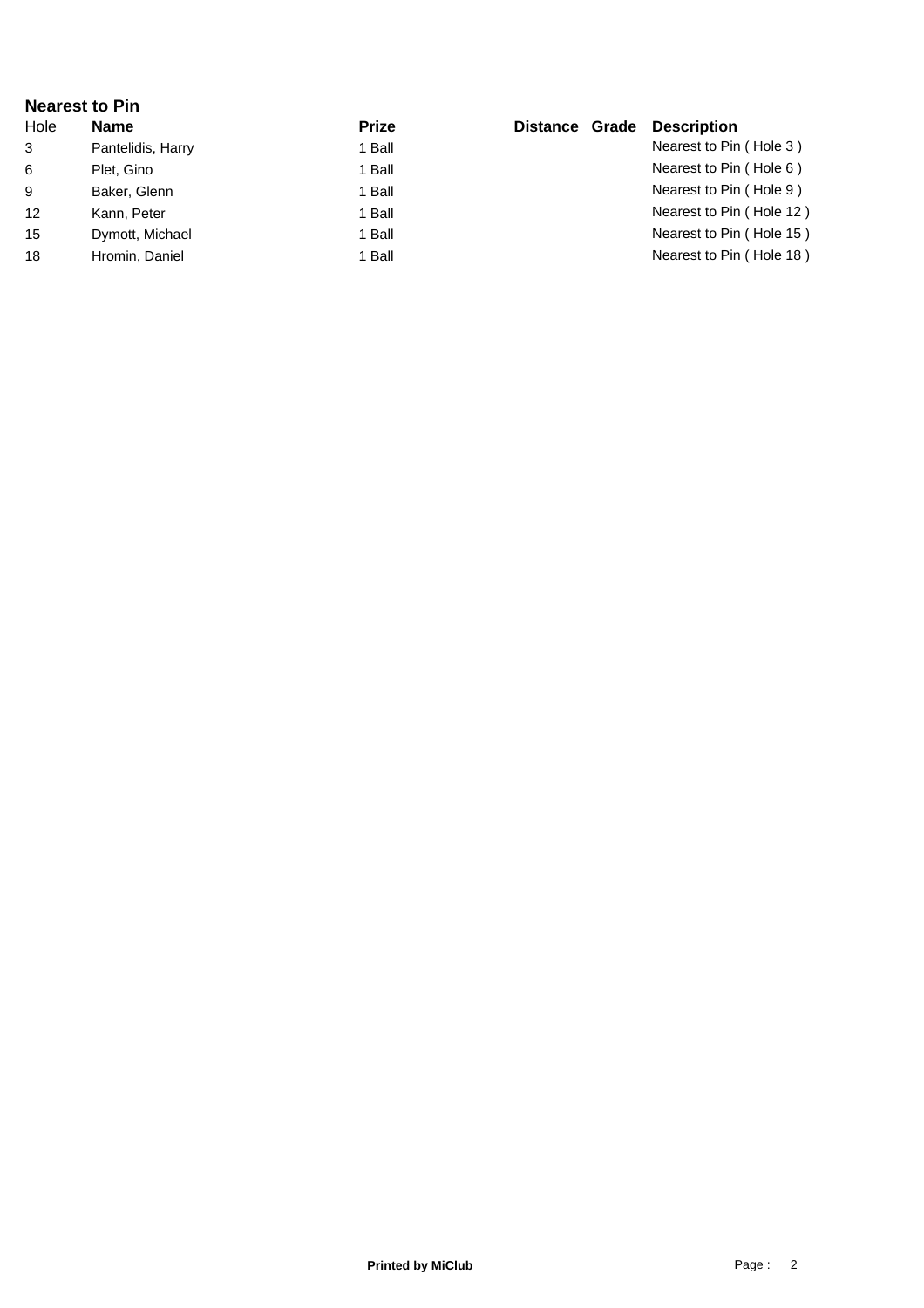## Nearest to Pin

| Hole | Name | Prize | Distance | Grade | Description |
| --- | --- | --- | --- | --- | --- |
| 3 | Pantelidis, Harry | 1 Ball | | | Nearest to Pin ( Hole 3 ) |
| 6 | Plet, Gino | 1 Ball | | | Nearest to Pin ( Hole 6 ) |
| 9 | Baker, Glenn | 1 Ball | | | Nearest to Pin ( Hole 9 ) |
| 12 | Kann, Peter | 1 Ball | | | Nearest to Pin ( Hole 12 ) |
| 15 | Dymott, Michael | 1 Ball | | | Nearest to Pin ( Hole 15 ) |
| 18 | Hromin, Daniel | 1 Ball | | | Nearest to Pin ( Hole 18 ) |

**Printed by MiClub**